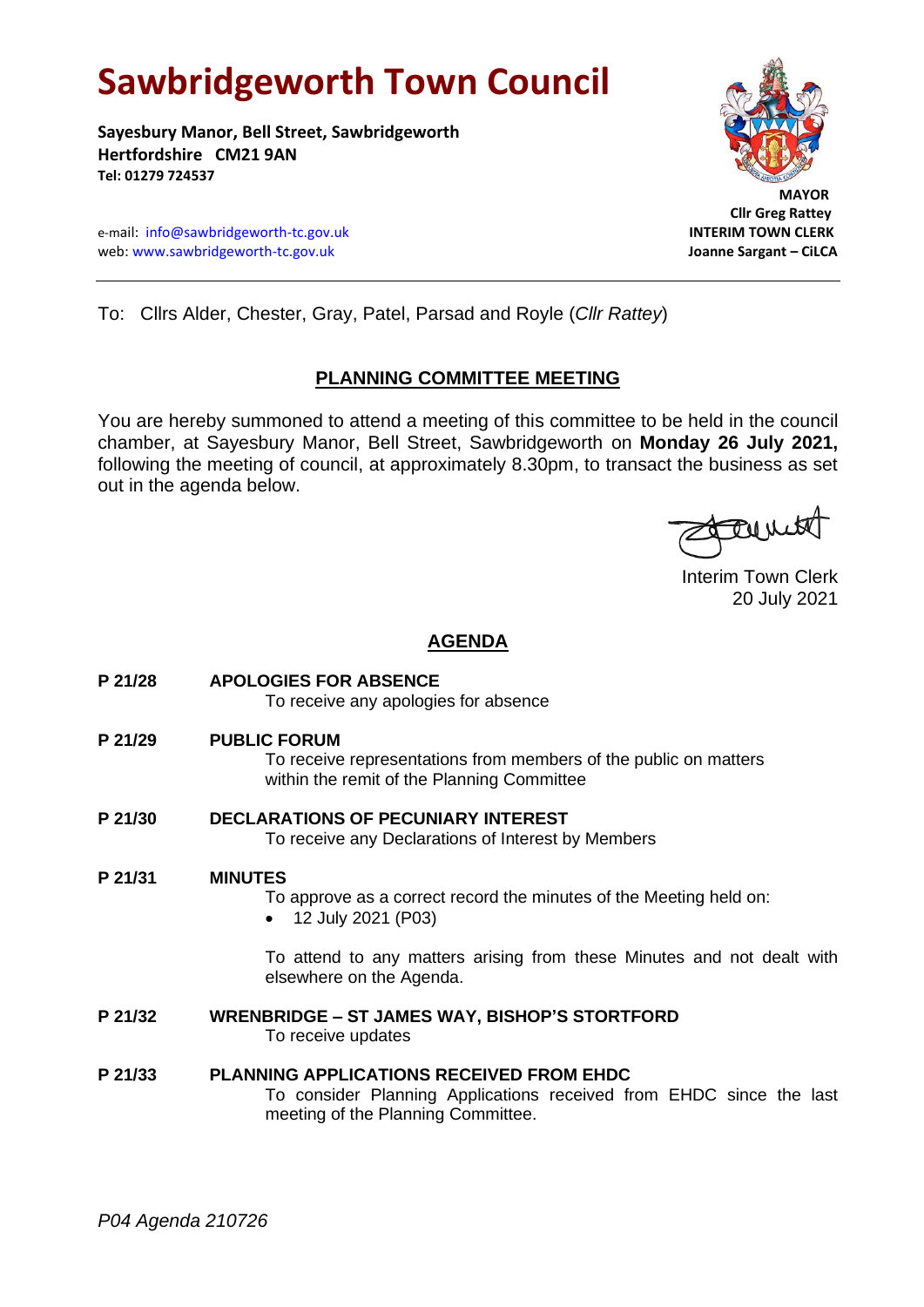# Sawbridgeworth Town Council

**Sayesbury Manor, Bell Street, Sawbridgeworth**
**Hertfordshire CM21 9AN**
**Tel: 01279 724537**

e-mail: info@sawbridgeworth-tc.gov.uk
web: www.sawbridgeworth-tc.gov.uk

**MAYOR**
**Cllr Greg Rattey**
**INTERIM TOWN CLERK**
**Joanne Sargant – CiLCA**

---

To: Cllrs Alder, Chester, Gray, Patel, Parsad and Royle (*Cllr Rattey*)

## PLANNING COMMITTEE MEETING

You are hereby summoned to attend a meeting of this committee to be held in the council chamber, at Sayesbury Manor, Bell Street, Sawbridgeworth on **Monday 26 July 2021,** following the meeting of council, at approximately 8.30pm, to transact the business as set out in the agenda below.

Interim Town Clerk
20 July 2021

## AGENDA

**P 21/28 APOLOGIES FOR ABSENCE**
To receive any apologies for absence

**P 21/29 PUBLIC FORUM**
To receive representations from members of the public on matters within the remit of the Planning Committee

**P 21/30 DECLARATIONS OF PECUNIARY INTEREST**
To receive any Declarations of Interest by Members

**P 21/31 MINUTES**
To approve as a correct record the minutes of the Meeting held on:

- 12 July 2021 (P03)

To attend to any matters arising from these Minutes and not dealt with elsewhere on the Agenda.

**P 21/32 WRENBRIDGE – ST JAMES WAY, BISHOP'S STORTFORD**
To receive updates

**P 21/33 PLANNING APPLICATIONS RECEIVED FROM EHDC**
To consider Planning Applications received from EHDC since the last meeting of the Planning Committee.

*P04 Agenda 210726*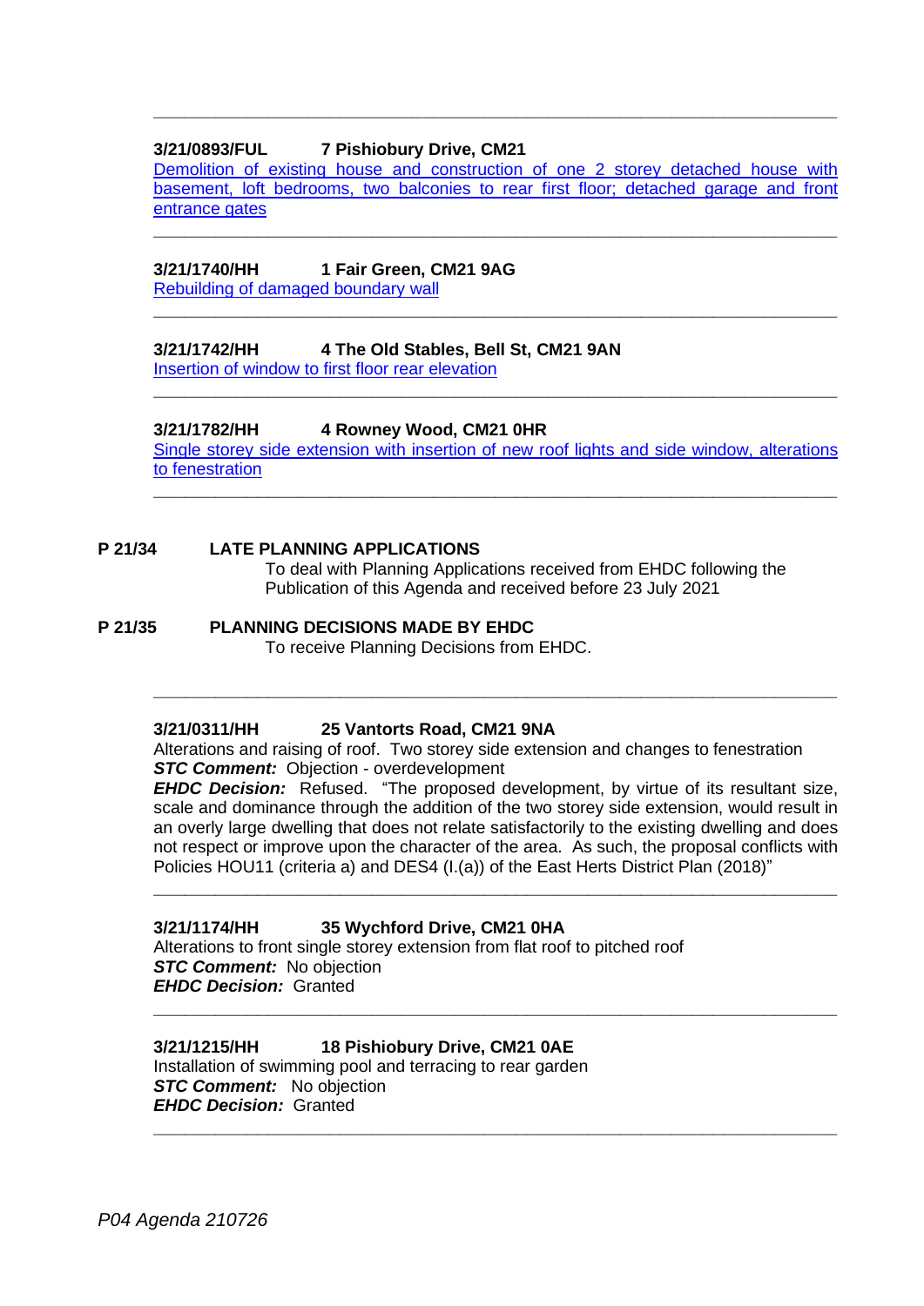---

**3/21/0893/FUL 7 Pishiobury Drive, CM21**

Demolition of existing house and construction of one 2 storey detached house with basement, loft bedrooms, two balconies to rear first floor; detached garage and front entrance gates

---

**3/21/1740/HH 1 Fair Green, CM21 9AG**

Rebuilding of damaged boundary wall

---

**3/21/1742/HH 4 The Old Stables, Bell St, CM21 9AN**

Insertion of window to first floor rear elevation

---

**3/21/1782/HH 4 Rowney Wood, CM21 0HR**

Single storey side extension with insertion of new roof lights and side window, alterations to fenestration

---

**P 21/34 LATE PLANNING APPLICATIONS**

To deal with Planning Applications received from EHDC following the Publication of this Agenda and received before 23 July 2021

**P 21/35 PLANNING DECISIONS MADE BY EHDC**

To receive Planning Decisions from EHDC.

---

**3/21/0311/HH 25 Vantorts Road, CM21 9NA**

Alterations and raising of roof. Two storey side extension and changes to fenestration

***STC Comment:*** Objection - overdevelopment

***EHDC Decision:*** Refused. "The proposed development, by virtue of its resultant size, scale and dominance through the addition of the two storey side extension, would result in an overly large dwelling that does not relate satisfactorily to the existing dwelling and does not respect or improve upon the character of the area. As such, the proposal conflicts with Policies HOU11 (criteria a) and DES4 (I.(a)) of the East Herts District Plan (2018)"

---

**3/21/1174/HH 35 Wychford Drive, CM21 0HA**

Alterations to front single storey extension from flat roof to pitched roof

***STC Comment:*** No objection

***EHDC Decision:*** Granted

---

**3/21/1215/HH 18 Pishiobury Drive, CM21 0AE**

Installation of swimming pool and terracing to rear garden

***STC Comment:*** No objection

***EHDC Decision:*** Granted

---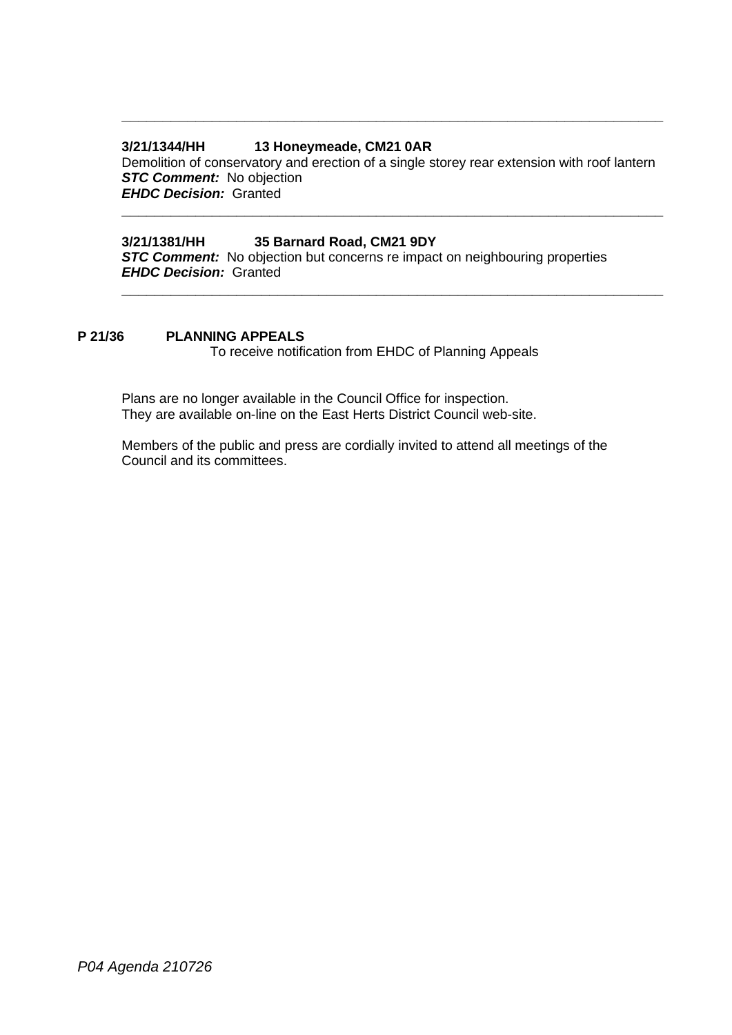---

**3/21/1344/HH 13 Honeymeade, CM21 0AR**
Demolition of conservatory and erection of a single storey rear extension with roof lantern
***STC Comment:*** No objection
***EHDC Decision:*** Granted

---

**3/21/1381/HH 35 Barnard Road, CM21 9DY**
***STC Comment:*** No objection but concerns re impact on neighbouring properties
***EHDC Decision:*** Granted

---

**P 21/36 PLANNING APPEALS**
To receive notification from EHDC of Planning Appeals

Plans are no longer available in the Council Office for inspection.
They are available on-line on the East Herts District Council web-site.

Members of the public and press are cordially invited to attend all meetings of the Council and its committees.